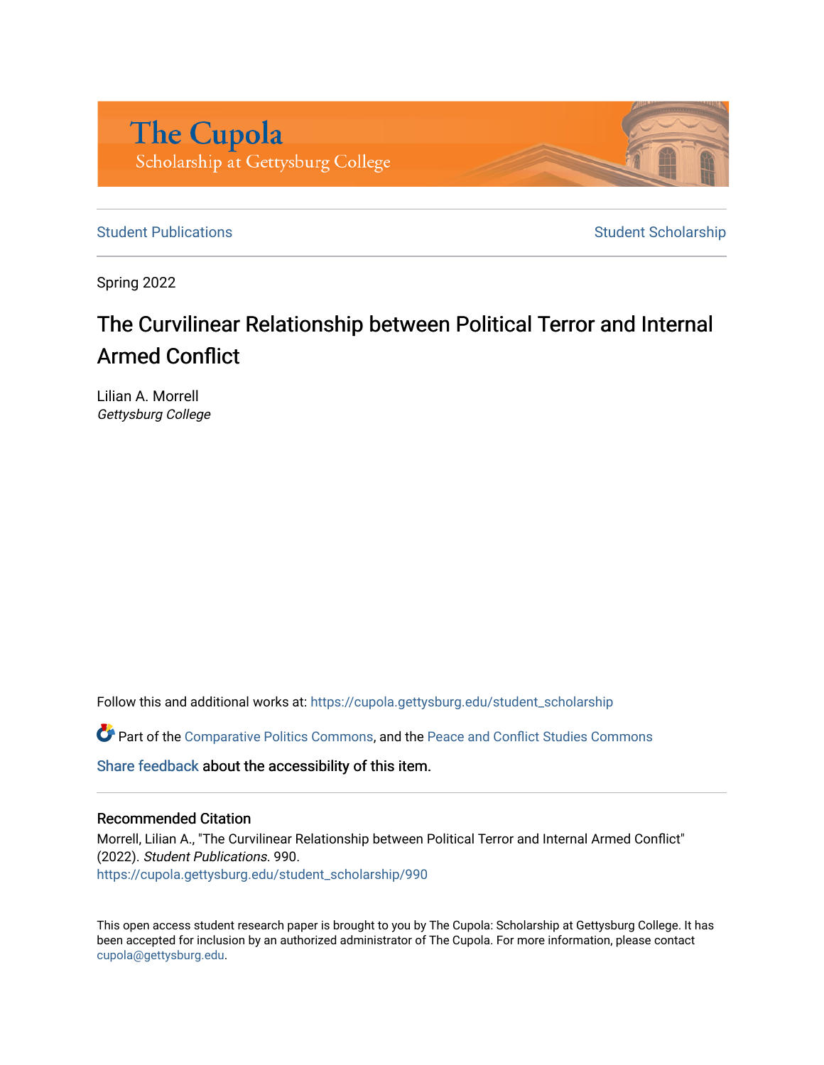The Cupola
Scholarship at Gettysburg College

Student Publications | Student Scholarship

Spring 2022

# The Curvilinear Relationship between Political Terror and Internal Armed Conflict

Lilian A. Morrell
*Gettysburg College*

Follow this and additional works at: https://cupola.gettysburg.edu/student_scholarship

Part of the Comparative Politics Commons, and the Peace and Conflict Studies Commons

Share feedback about the accessibility of this item.

### Recommended Citation

Morrell, Lilian A., "The Curvilinear Relationship between Political Terror and Internal Armed Conflict" (2022). *Student Publications*. 990.
https://cupola.gettysburg.edu/student_scholarship/990

This open access student research paper is brought to you by The Cupola: Scholarship at Gettysburg College. It has been accepted for inclusion by an authorized administrator of The Cupola. For more information, please contact cupola@gettysburg.edu.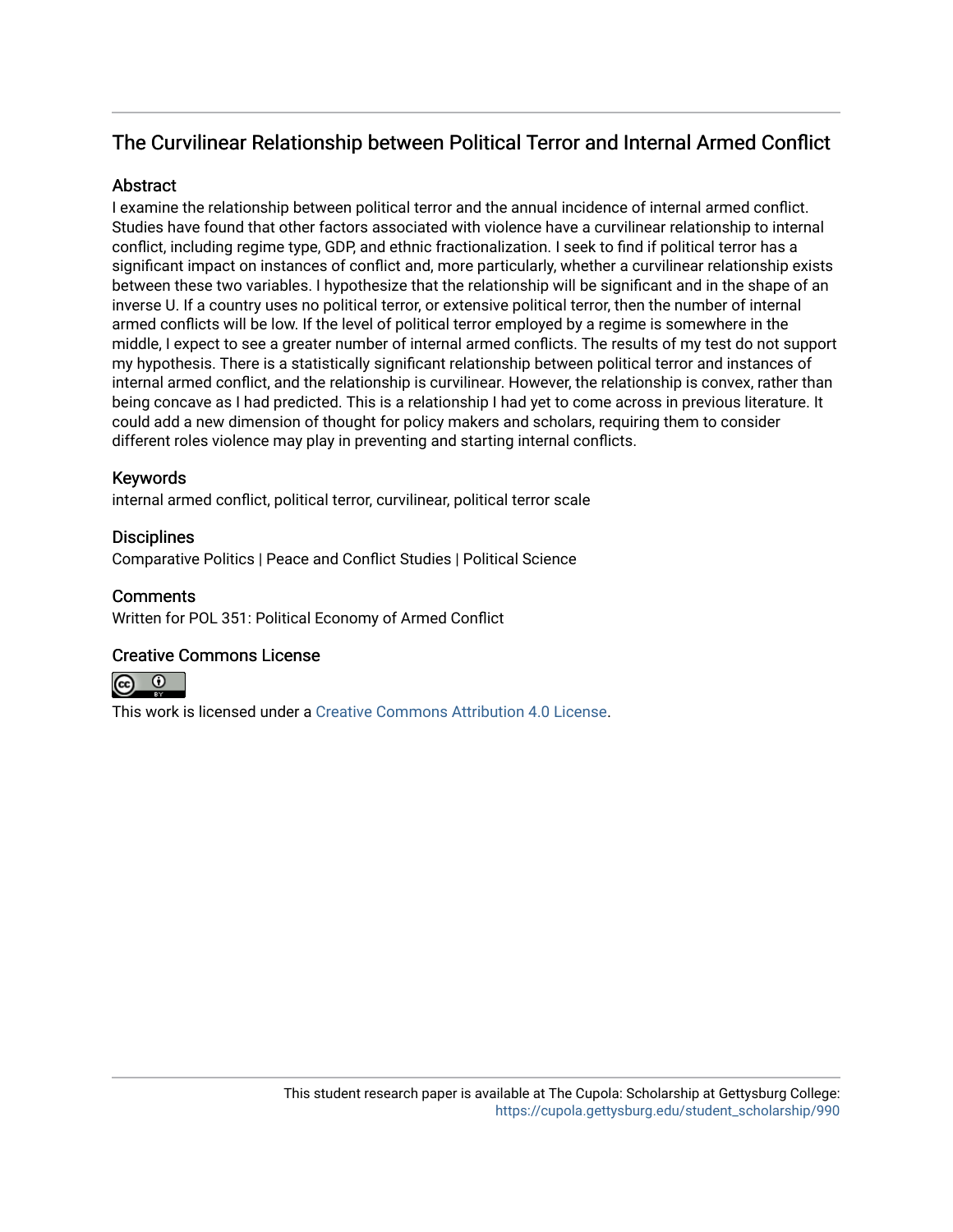## The Curvilinear Relationship between Political Terror and Internal Armed Conflict

### Abstract

I examine the relationship between political terror and the annual incidence of internal armed conflict. Studies have found that other factors associated with violence have a curvilinear relationship to internal conflict, including regime type, GDP, and ethnic fractionalization. I seek to find if political terror has a significant impact on instances of conflict and, more particularly, whether a curvilinear relationship exists between these two variables. I hypothesize that the relationship will be significant and in the shape of an inverse U. If a country uses no political terror, or extensive political terror, then the number of internal armed conflicts will be low. If the level of political terror employed by a regime is somewhere in the middle, I expect to see a greater number of internal armed conflicts. The results of my test do not support my hypothesis. There is a statistically significant relationship between political terror and instances of internal armed conflict, and the relationship is curvilinear. However, the relationship is convex, rather than being concave as I had predicted. This is a relationship I had yet to come across in previous literature. It could add a new dimension of thought for policy makers and scholars, requiring them to consider different roles violence may play in preventing and starting internal conflicts.

### Keywords

internal armed conflict, political terror, curvilinear, political terror scale

### Disciplines

Comparative Politics | Peace and Conflict Studies | Political Science

### Comments

Written for POL 351: Political Economy of Armed Conflict

### Creative Commons License

This work is licensed under a Creative Commons Attribution 4.0 License.

This student research paper is available at The Cupola: Scholarship at Gettysburg College: https://cupola.gettysburg.edu/student_scholarship/990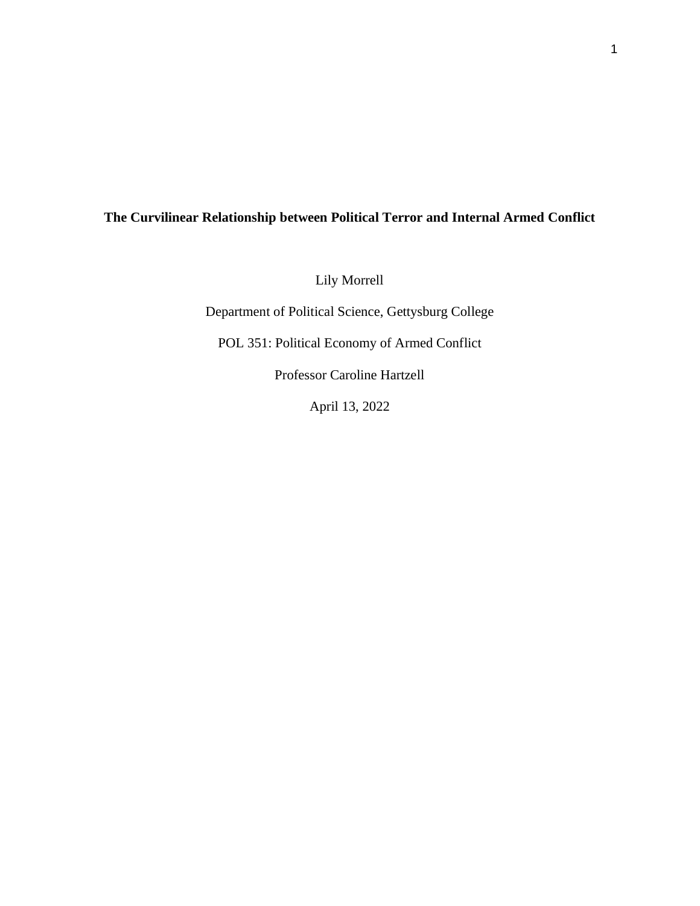**The Curvilinear Relationship between Political Terror and Internal Armed Conflict**

Lily Morrell

Department of Political Science, Gettysburg College

POL 351: Political Economy of Armed Conflict

Professor Caroline Hartzell

April 13, 2022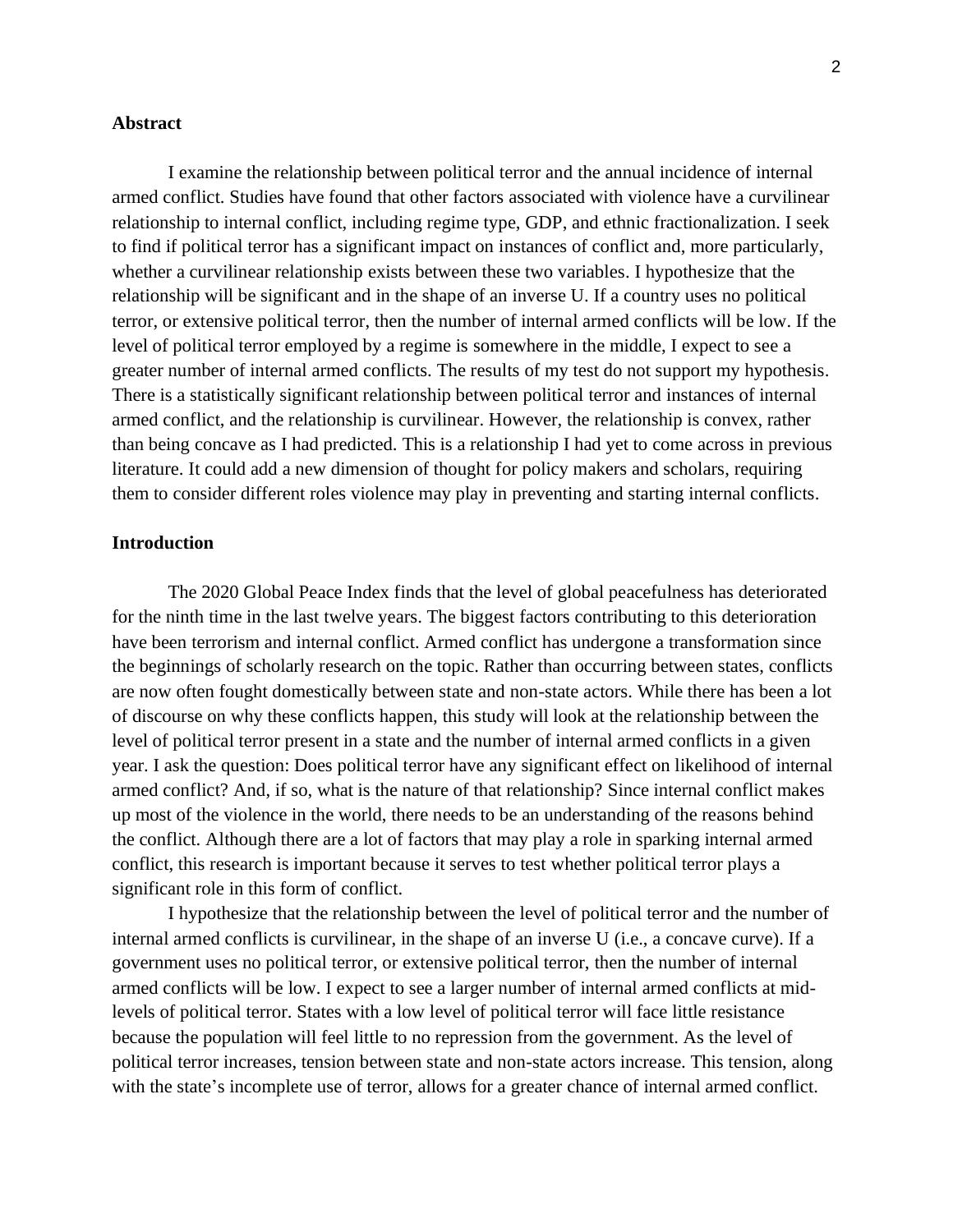## Abstract

I examine the relationship between political terror and the annual incidence of internal armed conflict. Studies have found that other factors associated with violence have a curvilinear relationship to internal conflict, including regime type, GDP, and ethnic fractionalization. I seek to find if political terror has a significant impact on instances of conflict and, more particularly, whether a curvilinear relationship exists between these two variables. I hypothesize that the relationship will be significant and in the shape of an inverse U. If a country uses no political terror, or extensive political terror, then the number of internal armed conflicts will be low. If the level of political terror employed by a regime is somewhere in the middle, I expect to see a greater number of internal armed conflicts. The results of my test do not support my hypothesis. There is a statistically significant relationship between political terror and instances of internal armed conflict, and the relationship is curvilinear. However, the relationship is convex, rather than being concave as I had predicted. This is a relationship I had yet to come across in previous literature. It could add a new dimension of thought for policy makers and scholars, requiring them to consider different roles violence may play in preventing and starting internal conflicts.

## Introduction

The 2020 Global Peace Index finds that the level of global peacefulness has deteriorated for the ninth time in the last twelve years. The biggest factors contributing to this deterioration have been terrorism and internal conflict. Armed conflict has undergone a transformation since the beginnings of scholarly research on the topic. Rather than occurring between states, conflicts are now often fought domestically between state and non-state actors. While there has been a lot of discourse on why these conflicts happen, this study will look at the relationship between the level of political terror present in a state and the number of internal armed conflicts in a given year. I ask the question: Does political terror have any significant effect on likelihood of internal armed conflict? And, if so, what is the nature of that relationship? Since internal conflict makes up most of the violence in the world, there needs to be an understanding of the reasons behind the conflict. Although there are a lot of factors that may play a role in sparking internal armed conflict, this research is important because it serves to test whether political terror plays a significant role in this form of conflict.

I hypothesize that the relationship between the level of political terror and the number of internal armed conflicts is curvilinear, in the shape of an inverse U (i.e., a concave curve). If a government uses no political terror, or extensive political terror, then the number of internal armed conflicts will be low. I expect to see a larger number of internal armed conflicts at mid-levels of political terror. States with a low level of political terror will face little resistance because the population will feel little to no repression from the government. As the level of political terror increases, tension between state and non-state actors increase. This tension, along with the state's incomplete use of terror, allows for a greater chance of internal armed conflict.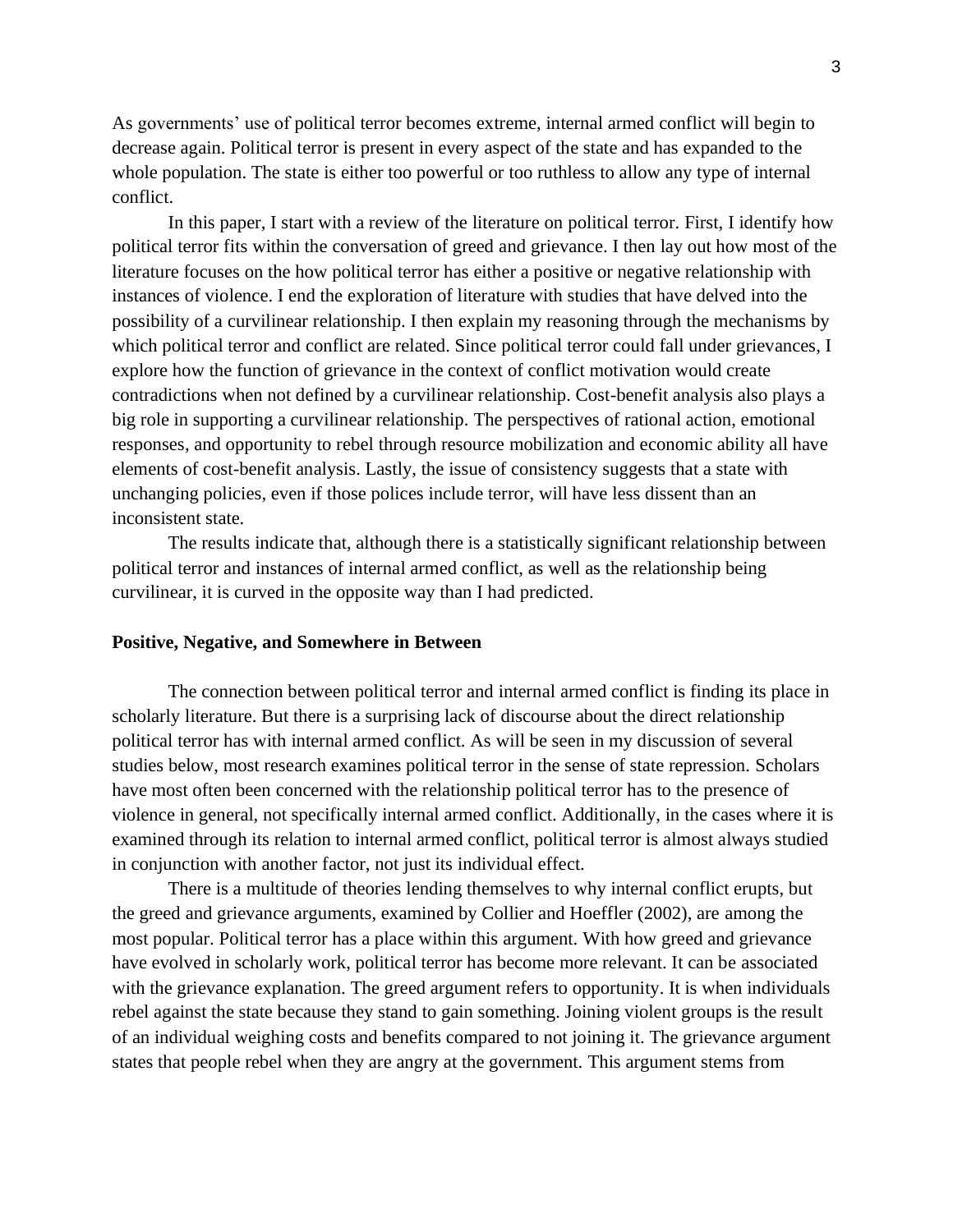As governments' use of political terror becomes extreme, internal armed conflict will begin to decrease again. Political terror is present in every aspect of the state and has expanded to the whole population. The state is either too powerful or too ruthless to allow any type of internal conflict.

In this paper, I start with a review of the literature on political terror. First, I identify how political terror fits within the conversation of greed and grievance. I then lay out how most of the literature focuses on the how political terror has either a positive or negative relationship with instances of violence. I end the exploration of literature with studies that have delved into the possibility of a curvilinear relationship. I then explain my reasoning through the mechanisms by which political terror and conflict are related. Since political terror could fall under grievances, I explore how the function of grievance in the context of conflict motivation would create contradictions when not defined by a curvilinear relationship. Cost-benefit analysis also plays a big role in supporting a curvilinear relationship. The perspectives of rational action, emotional responses, and opportunity to rebel through resource mobilization and economic ability all have elements of cost-benefit analysis. Lastly, the issue of consistency suggests that a state with unchanging policies, even if those polices include terror, will have less dissent than an inconsistent state.

The results indicate that, although there is a statistically significant relationship between political terror and instances of internal armed conflict, as well as the relationship being curvilinear, it is curved in the opposite way than I had predicted.

## Positive, Negative, and Somewhere in Between

The connection between political terror and internal armed conflict is finding its place in scholarly literature. But there is a surprising lack of discourse about the direct relationship political terror has with internal armed conflict. As will be seen in my discussion of several studies below, most research examines political terror in the sense of state repression. Scholars have most often been concerned with the relationship political terror has to the presence of violence in general, not specifically internal armed conflict. Additionally, in the cases where it is examined through its relation to internal armed conflict, political terror is almost always studied in conjunction with another factor, not just its individual effect.

There is a multitude of theories lending themselves to why internal conflict erupts, but the greed and grievance arguments, examined by Collier and Hoeffler (2002), are among the most popular. Political terror has a place within this argument. With how greed and grievance have evolved in scholarly work, political terror has become more relevant. It can be associated with the grievance explanation. The greed argument refers to opportunity. It is when individuals rebel against the state because they stand to gain something. Joining violent groups is the result of an individual weighing costs and benefits compared to not joining it. The grievance argument states that people rebel when they are angry at the government. This argument stems from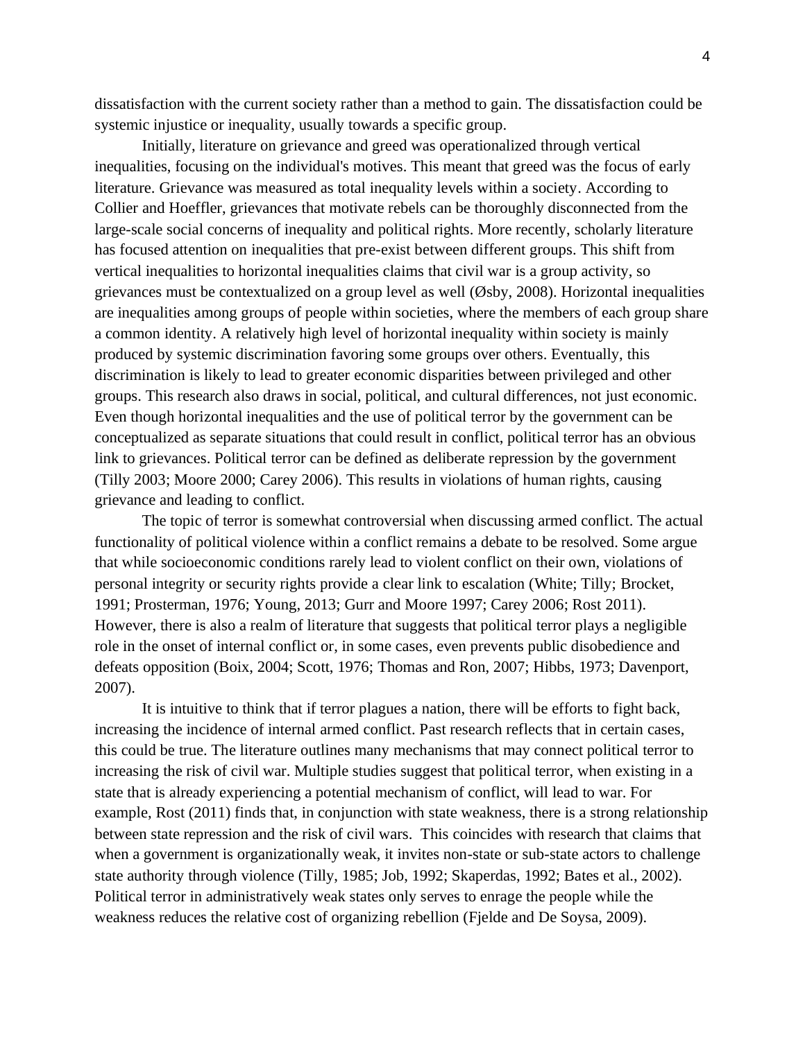dissatisfaction with the current society rather than a method to gain. The dissatisfaction could be systemic injustice or inequality, usually towards a specific group.

Initially, literature on grievance and greed was operationalized through vertical inequalities, focusing on the individual's motives. This meant that greed was the focus of early literature. Grievance was measured as total inequality levels within a society. According to Collier and Hoeffler, grievances that motivate rebels can be thoroughly disconnected from the large-scale social concerns of inequality and political rights. More recently, scholarly literature has focused attention on inequalities that pre-exist between different groups. This shift from vertical inequalities to horizontal inequalities claims that civil war is a group activity, so grievances must be contextualized on a group level as well (Øsby, 2008). Horizontal inequalities are inequalities among groups of people within societies, where the members of each group share a common identity. A relatively high level of horizontal inequality within society is mainly produced by systemic discrimination favoring some groups over others. Eventually, this discrimination is likely to lead to greater economic disparities between privileged and other groups. This research also draws in social, political, and cultural differences, not just economic. Even though horizontal inequalities and the use of political terror by the government can be conceptualized as separate situations that could result in conflict, political terror has an obvious link to grievances. Political terror can be defined as deliberate repression by the government (Tilly 2003; Moore 2000; Carey 2006). This results in violations of human rights, causing grievance and leading to conflict.

The topic of terror is somewhat controversial when discussing armed conflict. The actual functionality of political violence within a conflict remains a debate to be resolved. Some argue that while socioeconomic conditions rarely lead to violent conflict on their own, violations of personal integrity or security rights provide a clear link to escalation (White; Tilly; Brocket, 1991; Prosterman, 1976; Young, 2013; Gurr and Moore 1997; Carey 2006; Rost 2011). However, there is also a realm of literature that suggests that political terror plays a negligible role in the onset of internal conflict or, in some cases, even prevents public disobedience and defeats opposition (Boix, 2004; Scott, 1976; Thomas and Ron, 2007; Hibbs, 1973; Davenport, 2007).

It is intuitive to think that if terror plagues a nation, there will be efforts to fight back, increasing the incidence of internal armed conflict. Past research reflects that in certain cases, this could be true. The literature outlines many mechanisms that may connect political terror to increasing the risk of civil war. Multiple studies suggest that political terror, when existing in a state that is already experiencing a potential mechanism of conflict, will lead to war. For example, Rost (2011) finds that, in conjunction with state weakness, there is a strong relationship between state repression and the risk of civil wars. This coincides with research that claims that when a government is organizationally weak, it invites non-state or sub-state actors to challenge state authority through violence (Tilly, 1985; Job, 1992; Skaperdas, 1992; Bates et al., 2002). Political terror in administratively weak states only serves to enrage the people while the weakness reduces the relative cost of organizing rebellion (Fjelde and De Soysa, 2009).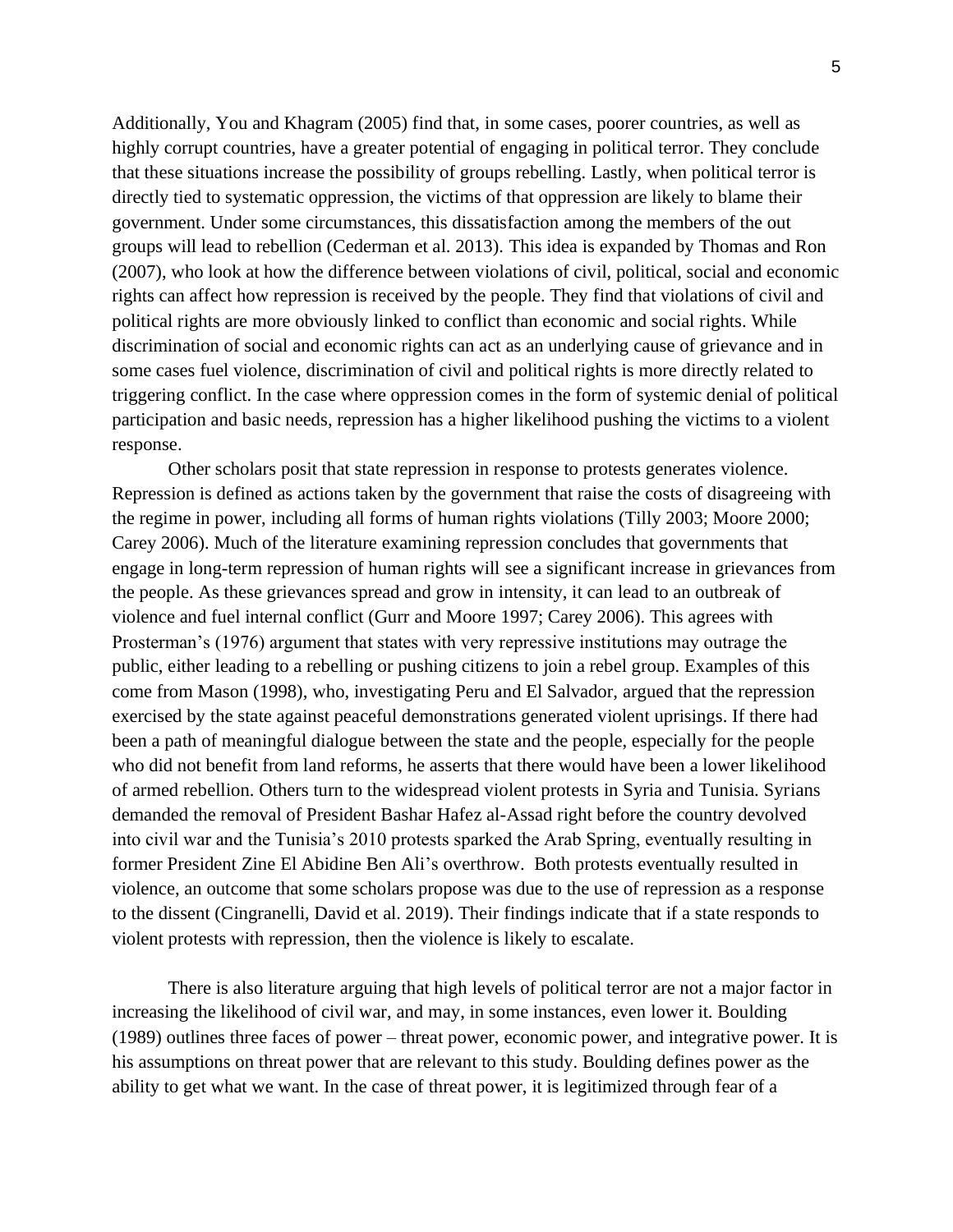Additionally, You and Khagram (2005) find that, in some cases, poorer countries, as well as highly corrupt countries, have a greater potential of engaging in political terror. They conclude that these situations increase the possibility of groups rebelling. Lastly, when political terror is directly tied to systematic oppression, the victims of that oppression are likely to blame their government. Under some circumstances, this dissatisfaction among the members of the out groups will lead to rebellion (Cederman et al. 2013). This idea is expanded by Thomas and Ron (2007), who look at how the difference between violations of civil, political, social and economic rights can affect how repression is received by the people. They find that violations of civil and political rights are more obviously linked to conflict than economic and social rights. While discrimination of social and economic rights can act as an underlying cause of grievance and in some cases fuel violence, discrimination of civil and political rights is more directly related to triggering conflict. In the case where oppression comes in the form of systemic denial of political participation and basic needs, repression has a higher likelihood pushing the victims to a violent response.

Other scholars posit that state repression in response to protests generates violence. Repression is defined as actions taken by the government that raise the costs of disagreeing with the regime in power, including all forms of human rights violations (Tilly 2003; Moore 2000; Carey 2006). Much of the literature examining repression concludes that governments that engage in long-term repression of human rights will see a significant increase in grievances from the people. As these grievances spread and grow in intensity, it can lead to an outbreak of violence and fuel internal conflict (Gurr and Moore 1997; Carey 2006). This agrees with Prosterman's (1976) argument that states with very repressive institutions may outrage the public, either leading to a rebelling or pushing citizens to join a rebel group. Examples of this come from Mason (1998), who, investigating Peru and El Salvador, argued that the repression exercised by the state against peaceful demonstrations generated violent uprisings. If there had been a path of meaningful dialogue between the state and the people, especially for the people who did not benefit from land reforms, he asserts that there would have been a lower likelihood of armed rebellion. Others turn to the widespread violent protests in Syria and Tunisia. Syrians demanded the removal of President Bashar Hafez al-Assad right before the country devolved into civil war and the Tunisia's 2010 protests sparked the Arab Spring, eventually resulting in former President Zine El Abidine Ben Ali's overthrow. Both protests eventually resulted in violence, an outcome that some scholars propose was due to the use of repression as a response to the dissent (Cingranelli, David et al. 2019). Their findings indicate that if a state responds to violent protests with repression, then the violence is likely to escalate.

There is also literature arguing that high levels of political terror are not a major factor in increasing the likelihood of civil war, and may, in some instances, even lower it. Boulding (1989) outlines three faces of power – threat power, economic power, and integrative power. It is his assumptions on threat power that are relevant to this study. Boulding defines power as the ability to get what we want. In the case of threat power, it is legitimized through fear of a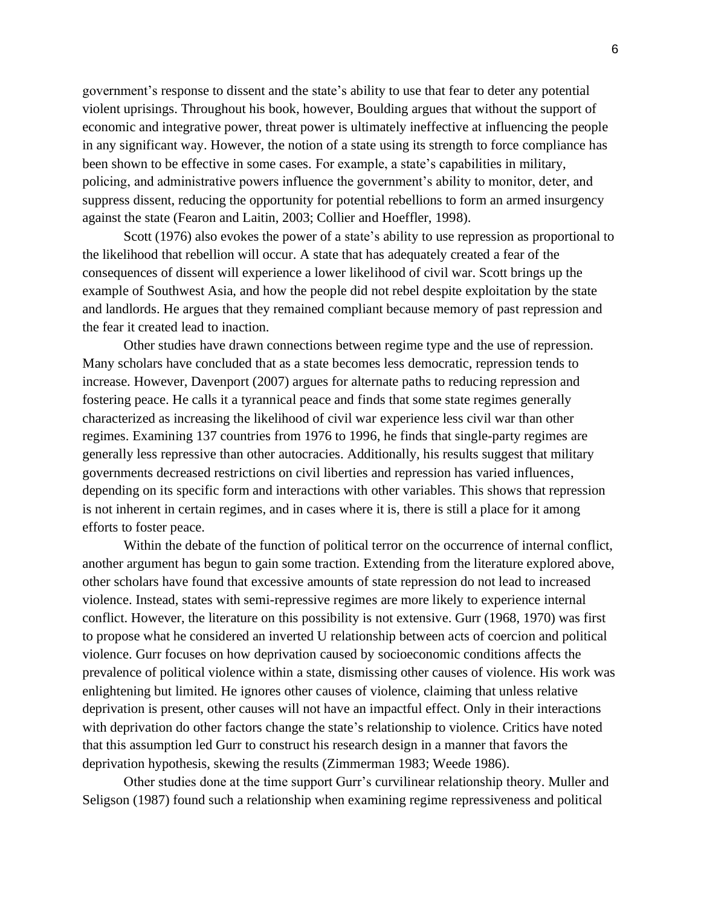government's response to dissent and the state's ability to use that fear to deter any potential violent uprisings. Throughout his book, however, Boulding argues that without the support of economic and integrative power, threat power is ultimately ineffective at influencing the people in any significant way. However, the notion of a state using its strength to force compliance has been shown to be effective in some cases. For example, a state's capabilities in military, policing, and administrative powers influence the government's ability to monitor, deter, and suppress dissent, reducing the opportunity for potential rebellions to form an armed insurgency against the state (Fearon and Laitin, 2003; Collier and Hoeffler, 1998).

Scott (1976) also evokes the power of a state's ability to use repression as proportional to the likelihood that rebellion will occur. A state that has adequately created a fear of the consequences of dissent will experience a lower likelihood of civil war. Scott brings up the example of Southwest Asia, and how the people did not rebel despite exploitation by the state and landlords. He argues that they remained compliant because memory of past repression and the fear it created lead to inaction.

Other studies have drawn connections between regime type and the use of repression. Many scholars have concluded that as a state becomes less democratic, repression tends to increase. However, Davenport (2007) argues for alternate paths to reducing repression and fostering peace. He calls it a tyrannical peace and finds that some state regimes generally characterized as increasing the likelihood of civil war experience less civil war than other regimes. Examining 137 countries from 1976 to 1996, he finds that single-party regimes are generally less repressive than other autocracies. Additionally, his results suggest that military governments decreased restrictions on civil liberties and repression has varied influences, depending on its specific form and interactions with other variables. This shows that repression is not inherent in certain regimes, and in cases where it is, there is still a place for it among efforts to foster peace.

Within the debate of the function of political terror on the occurrence of internal conflict, another argument has begun to gain some traction. Extending from the literature explored above, other scholars have found that excessive amounts of state repression do not lead to increased violence. Instead, states with semi-repressive regimes are more likely to experience internal conflict. However, the literature on this possibility is not extensive. Gurr (1968, 1970) was first to propose what he considered an inverted U relationship between acts of coercion and political violence. Gurr focuses on how deprivation caused by socioeconomic conditions affects the prevalence of political violence within a state, dismissing other causes of violence. His work was enlightening but limited. He ignores other causes of violence, claiming that unless relative deprivation is present, other causes will not have an impactful effect. Only in their interactions with deprivation do other factors change the state's relationship to violence. Critics have noted that this assumption led Gurr to construct his research design in a manner that favors the deprivation hypothesis, skewing the results (Zimmerman 1983; Weede 1986).

Other studies done at the time support Gurr's curvilinear relationship theory. Muller and Seligson (1987) found such a relationship when examining regime repressiveness and political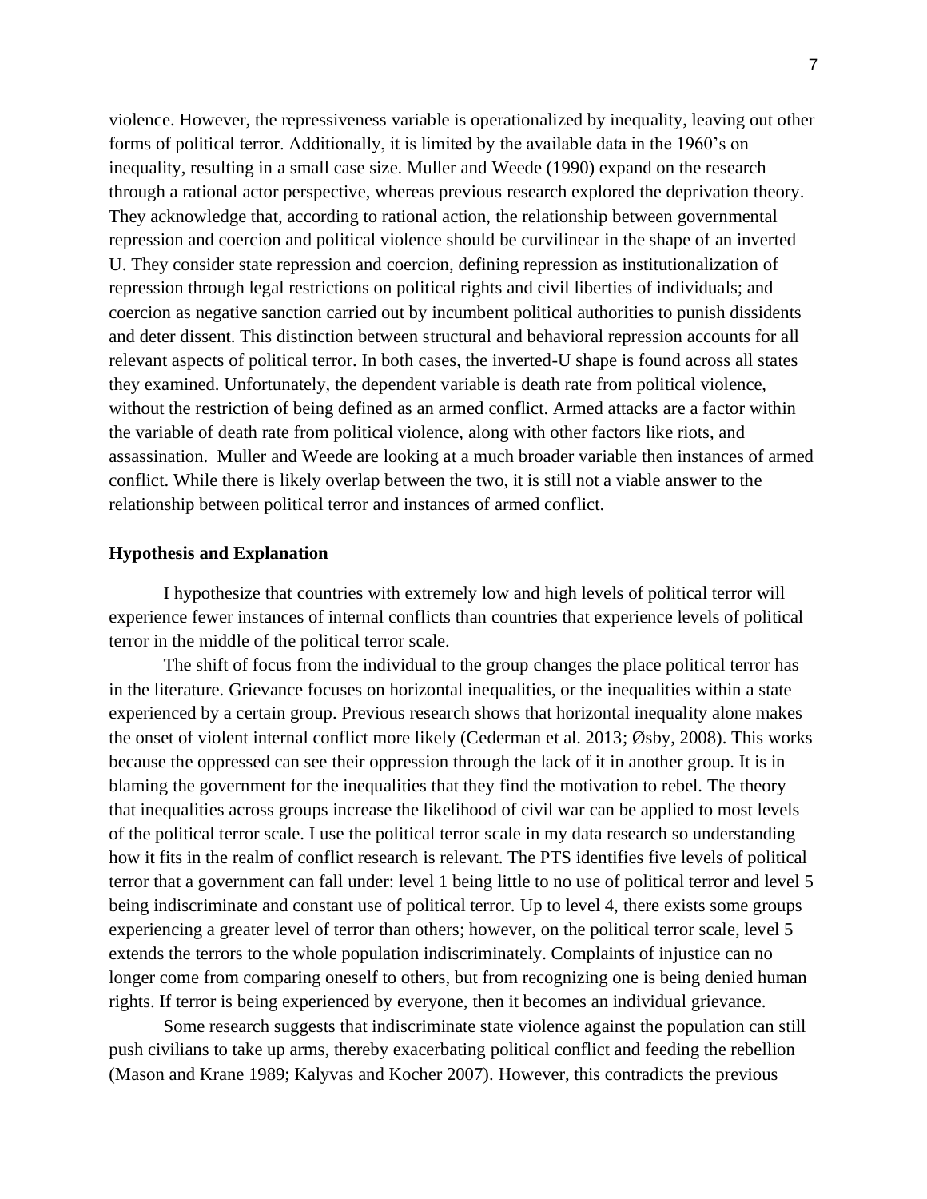violence. However, the repressiveness variable is operationalized by inequality, leaving out other forms of political terror. Additionally, it is limited by the available data in the 1960's on inequality, resulting in a small case size. Muller and Weede (1990) expand on the research through a rational actor perspective, whereas previous research explored the deprivation theory. They acknowledge that, according to rational action, the relationship between governmental repression and coercion and political violence should be curvilinear in the shape of an inverted U. They consider state repression and coercion, defining repression as institutionalization of repression through legal restrictions on political rights and civil liberties of individuals; and coercion as negative sanction carried out by incumbent political authorities to punish dissidents and deter dissent. This distinction between structural and behavioral repression accounts for all relevant aspects of political terror. In both cases, the inverted-U shape is found across all states they examined. Unfortunately, the dependent variable is death rate from political violence, without the restriction of being defined as an armed conflict. Armed attacks are a factor within the variable of death rate from political violence, along with other factors like riots, and assassination. Muller and Weede are looking at a much broader variable then instances of armed conflict. While there is likely overlap between the two, it is still not a viable answer to the relationship between political terror and instances of armed conflict.

**Hypothesis and Explanation**

I hypothesize that countries with extremely low and high levels of political terror will experience fewer instances of internal conflicts than countries that experience levels of political terror in the middle of the political terror scale.

The shift of focus from the individual to the group changes the place political terror has in the literature. Grievance focuses on horizontal inequalities, or the inequalities within a state experienced by a certain group. Previous research shows that horizontal inequality alone makes the onset of violent internal conflict more likely (Cederman et al. 2013; Øsby, 2008). This works because the oppressed can see their oppression through the lack of it in another group. It is in blaming the government for the inequalities that they find the motivation to rebel. The theory that inequalities across groups increase the likelihood of civil war can be applied to most levels of the political terror scale. I use the political terror scale in my data research so understanding how it fits in the realm of conflict research is relevant. The PTS identifies five levels of political terror that a government can fall under: level 1 being little to no use of political terror and level 5 being indiscriminate and constant use of political terror. Up to level 4, there exists some groups experiencing a greater level of terror than others; however, on the political terror scale, level 5 extends the terrors to the whole population indiscriminately. Complaints of injustice can no longer come from comparing oneself to others, but from recognizing one is being denied human rights. If terror is being experienced by everyone, then it becomes an individual grievance.

Some research suggests that indiscriminate state violence against the population can still push civilians to take up arms, thereby exacerbating political conflict and feeding the rebellion (Mason and Krane 1989; Kalyvas and Kocher 2007). However, this contradicts the previous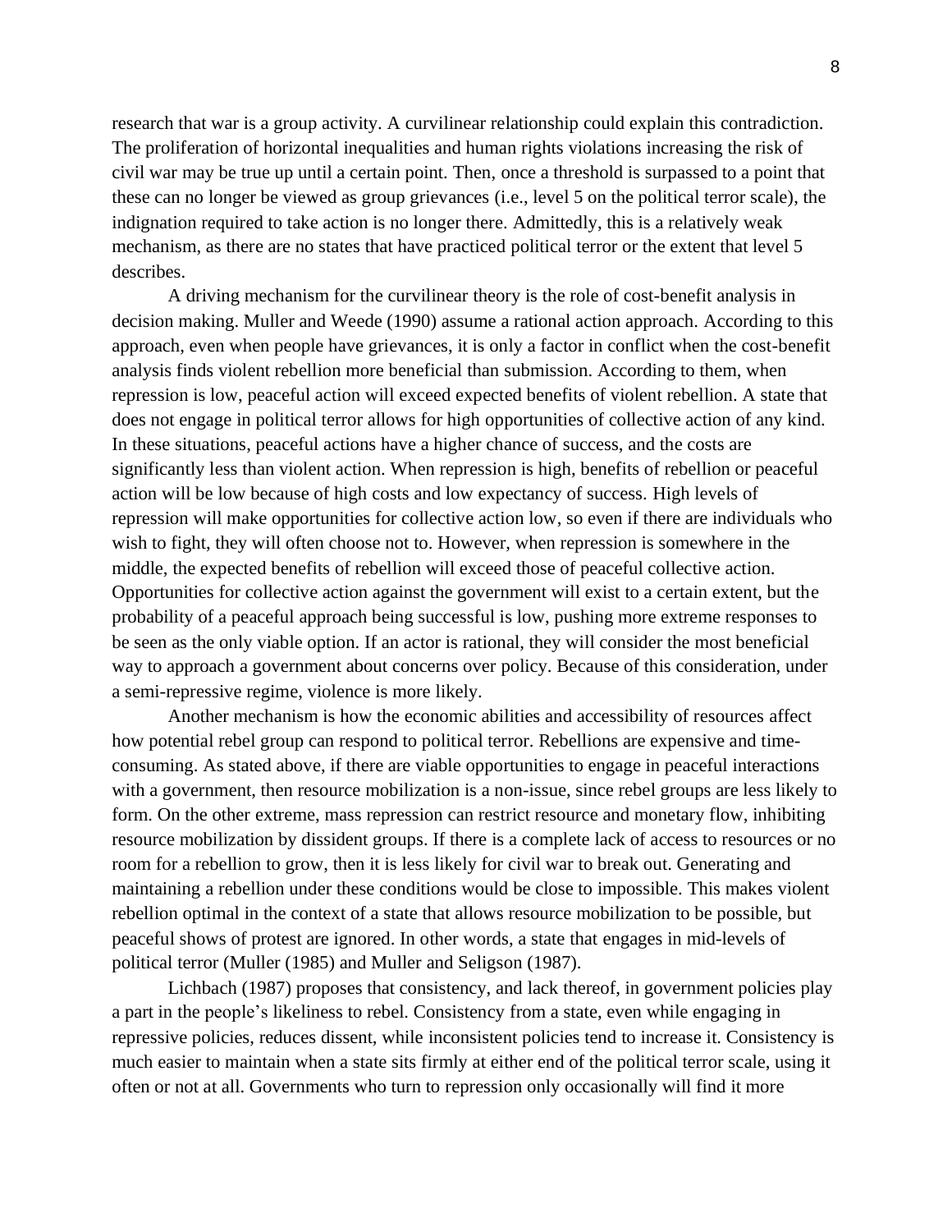research that war is a group activity. A curvilinear relationship could explain this contradiction. The proliferation of horizontal inequalities and human rights violations increasing the risk of civil war may be true up until a certain point. Then, once a threshold is surpassed to a point that these can no longer be viewed as group grievances (i.e., level 5 on the political terror scale), the indignation required to take action is no longer there. Admittedly, this is a relatively weak mechanism, as there are no states that have practiced political terror or the extent that level 5 describes.

A driving mechanism for the curvilinear theory is the role of cost-benefit analysis in decision making. Muller and Weede (1990) assume a rational action approach. According to this approach, even when people have grievances, it is only a factor in conflict when the cost-benefit analysis finds violent rebellion more beneficial than submission. According to them, when repression is low, peaceful action will exceed expected benefits of violent rebellion. A state that does not engage in political terror allows for high opportunities of collective action of any kind. In these situations, peaceful actions have a higher chance of success, and the costs are significantly less than violent action. When repression is high, benefits of rebellion or peaceful action will be low because of high costs and low expectancy of success. High levels of repression will make opportunities for collective action low, so even if there are individuals who wish to fight, they will often choose not to. However, when repression is somewhere in the middle, the expected benefits of rebellion will exceed those of peaceful collective action. Opportunities for collective action against the government will exist to a certain extent, but the probability of a peaceful approach being successful is low, pushing more extreme responses to be seen as the only viable option. If an actor is rational, they will consider the most beneficial way to approach a government about concerns over policy. Because of this consideration, under a semi-repressive regime, violence is more likely.

Another mechanism is how the economic abilities and accessibility of resources affect how potential rebel group can respond to political terror. Rebellions are expensive and time-consuming. As stated above, if there are viable opportunities to engage in peaceful interactions with a government, then resource mobilization is a non-issue, since rebel groups are less likely to form. On the other extreme, mass repression can restrict resource and monetary flow, inhibiting resource mobilization by dissident groups. If there is a complete lack of access to resources or no room for a rebellion to grow, then it is less likely for civil war to break out. Generating and maintaining a rebellion under these conditions would be close to impossible. This makes violent rebellion optimal in the context of a state that allows resource mobilization to be possible, but peaceful shows of protest are ignored. In other words, a state that engages in mid-levels of political terror (Muller (1985) and Muller and Seligson (1987).

Lichbach (1987) proposes that consistency, and lack thereof, in government policies play a part in the people's likeliness to rebel. Consistency from a state, even while engaging in repressive policies, reduces dissent, while inconsistent policies tend to increase it. Consistency is much easier to maintain when a state sits firmly at either end of the political terror scale, using it often or not at all. Governments who turn to repression only occasionally will find it more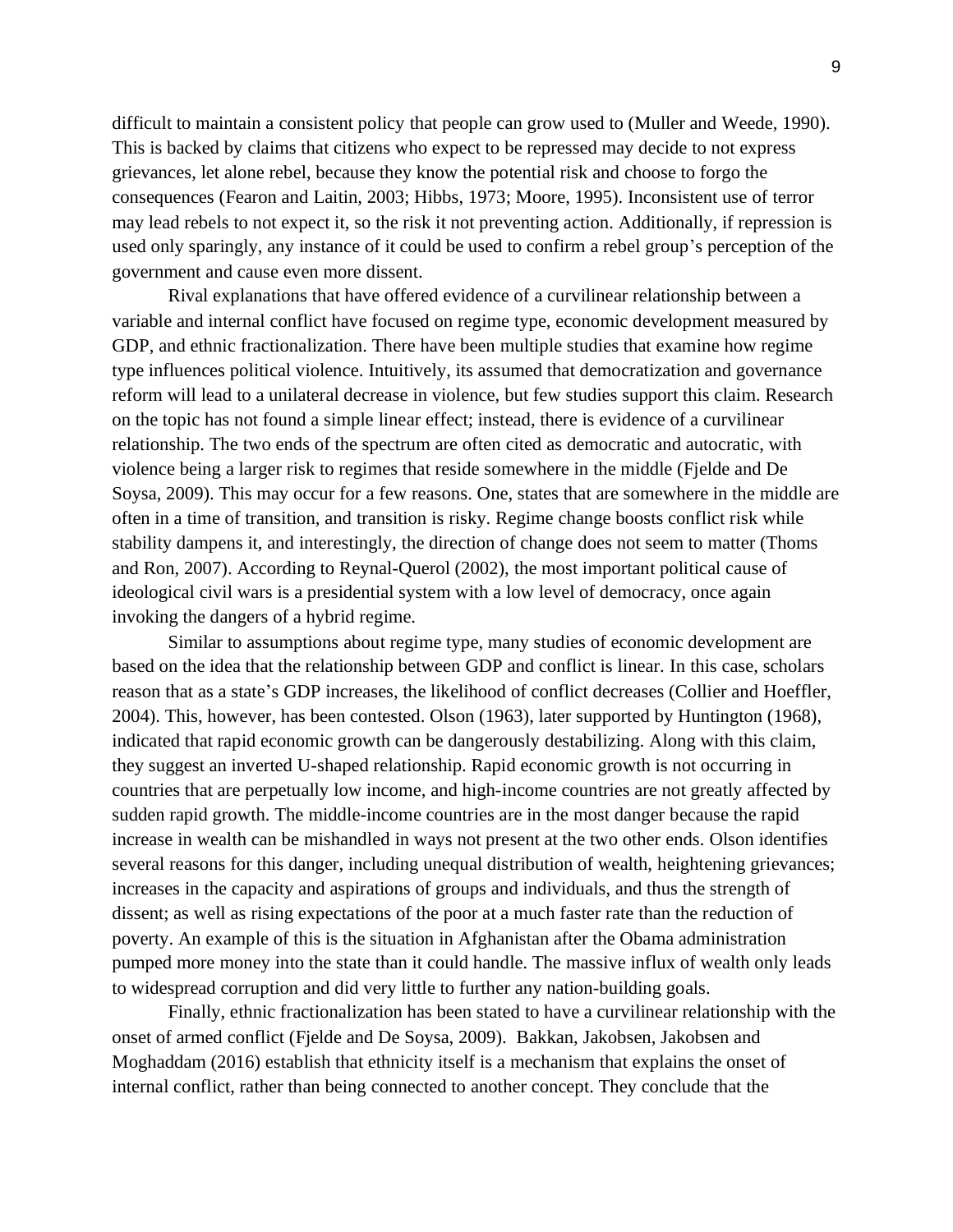difficult to maintain a consistent policy that people can grow used to (Muller and Weede, 1990). This is backed by claims that citizens who expect to be repressed may decide to not express grievances, let alone rebel, because they know the potential risk and choose to forgo the consequences (Fearon and Laitin, 2003; Hibbs, 1973; Moore, 1995). Inconsistent use of terror may lead rebels to not expect it, so the risk it not preventing action. Additionally, if repression is used only sparingly, any instance of it could be used to confirm a rebel group's perception of the government and cause even more dissent.

Rival explanations that have offered evidence of a curvilinear relationship between a variable and internal conflict have focused on regime type, economic development measured by GDP, and ethnic fractionalization. There have been multiple studies that examine how regime type influences political violence. Intuitively, its assumed that democratization and governance reform will lead to a unilateral decrease in violence, but few studies support this claim. Research on the topic has not found a simple linear effect; instead, there is evidence of a curvilinear relationship. The two ends of the spectrum are often cited as democratic and autocratic, with violence being a larger risk to regimes that reside somewhere in the middle (Fjelde and De Soysa, 2009). This may occur for a few reasons. One, states that are somewhere in the middle are often in a time of transition, and transition is risky. Regime change boosts conflict risk while stability dampens it, and interestingly, the direction of change does not seem to matter (Thoms and Ron, 2007). According to Reynal-Querol (2002), the most important political cause of ideological civil wars is a presidential system with a low level of democracy, once again invoking the dangers of a hybrid regime.

Similar to assumptions about regime type, many studies of economic development are based on the idea that the relationship between GDP and conflict is linear. In this case, scholars reason that as a state's GDP increases, the likelihood of conflict decreases (Collier and Hoeffler, 2004). This, however, has been contested. Olson (1963), later supported by Huntington (1968), indicated that rapid economic growth can be dangerously destabilizing. Along with this claim, they suggest an inverted U-shaped relationship. Rapid economic growth is not occurring in countries that are perpetually low income, and high-income countries are not greatly affected by sudden rapid growth. The middle-income countries are in the most danger because the rapid increase in wealth can be mishandled in ways not present at the two other ends. Olson identifies several reasons for this danger, including unequal distribution of wealth, heightening grievances; increases in the capacity and aspirations of groups and individuals, and thus the strength of dissent; as well as rising expectations of the poor at a much faster rate than the reduction of poverty. An example of this is the situation in Afghanistan after the Obama administration pumped more money into the state than it could handle. The massive influx of wealth only leads to widespread corruption and did very little to further any nation-building goals.

Finally, ethnic fractionalization has been stated to have a curvilinear relationship with the onset of armed conflict (Fjelde and De Soysa, 2009). Bakkan, Jakobsen, Jakobsen and Moghaddam (2016) establish that ethnicity itself is a mechanism that explains the onset of internal conflict, rather than being connected to another concept. They conclude that the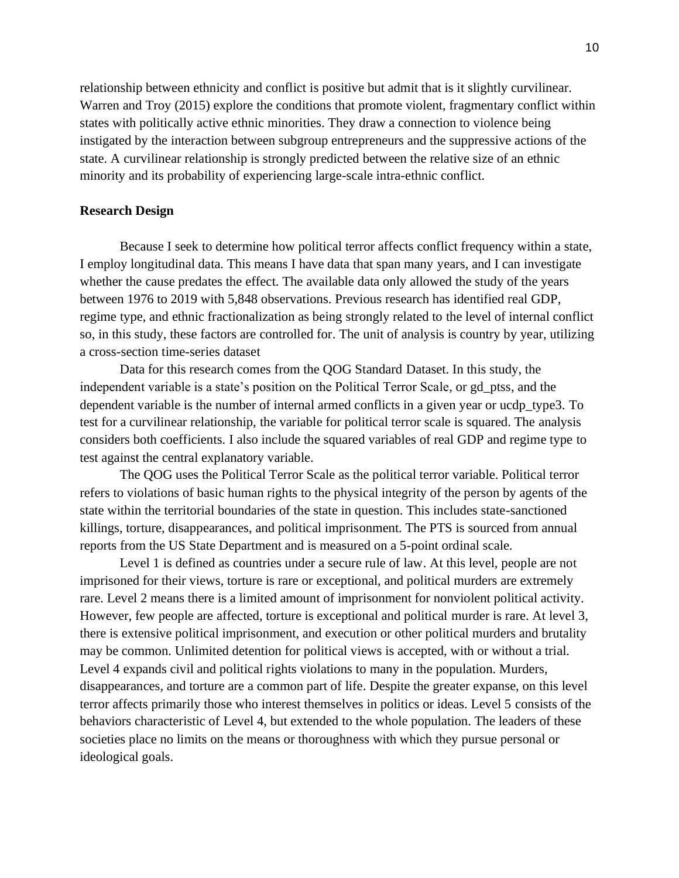relationship between ethnicity and conflict is positive but admit that is it slightly curvilinear. Warren and Troy (2015) explore the conditions that promote violent, fragmentary conflict within states with politically active ethnic minorities. They draw a connection to violence being instigated by the interaction between subgroup entrepreneurs and the suppressive actions of the state. A curvilinear relationship is strongly predicted between the relative size of an ethnic minority and its probability of experiencing large-scale intra-ethnic conflict.

**Research Design**

Because I seek to determine how political terror affects conflict frequency within a state, I employ longitudinal data. This means I have data that span many years, and I can investigate whether the cause predates the effect. The available data only allowed the study of the years between 1976 to 2019 with 5,848 observations. Previous research has identified real GDP, regime type, and ethnic fractionalization as being strongly related to the level of internal conflict so, in this study, these factors are controlled for. The unit of analysis is country by year, utilizing a cross-section time-series dataset

Data for this research comes from the QOG Standard Dataset. In this study, the independent variable is a state's position on the Political Terror Scale, or gd_ptss, and the dependent variable is the number of internal armed conflicts in a given year or ucdp_type3. To test for a curvilinear relationship, the variable for political terror scale is squared. The analysis considers both coefficients. I also include the squared variables of real GDP and regime type to test against the central explanatory variable.

The QOG uses the Political Terror Scale as the political terror variable. Political terror refers to violations of basic human rights to the physical integrity of the person by agents of the state within the territorial boundaries of the state in question. This includes state-sanctioned killings, torture, disappearances, and political imprisonment. The PTS is sourced from annual reports from the US State Department and is measured on a 5-point ordinal scale.

Level 1 is defined as countries under a secure rule of law. At this level, people are not imprisoned for their views, torture is rare or exceptional, and political murders are extremely rare. Level 2 means there is a limited amount of imprisonment for nonviolent political activity. However, few people are affected, torture is exceptional and political murder is rare. At level 3, there is extensive political imprisonment, and execution or other political murders and brutality may be common. Unlimited detention for political views is accepted, with or without a trial. Level 4 expands civil and political rights violations to many in the population. Murders, disappearances, and torture are a common part of life. Despite the greater expanse, on this level terror affects primarily those who interest themselves in politics or ideas. Level 5 consists of the behaviors characteristic of Level 4, but extended to the whole population. The leaders of these societies place no limits on the means or thoroughness with which they pursue personal or ideological goals.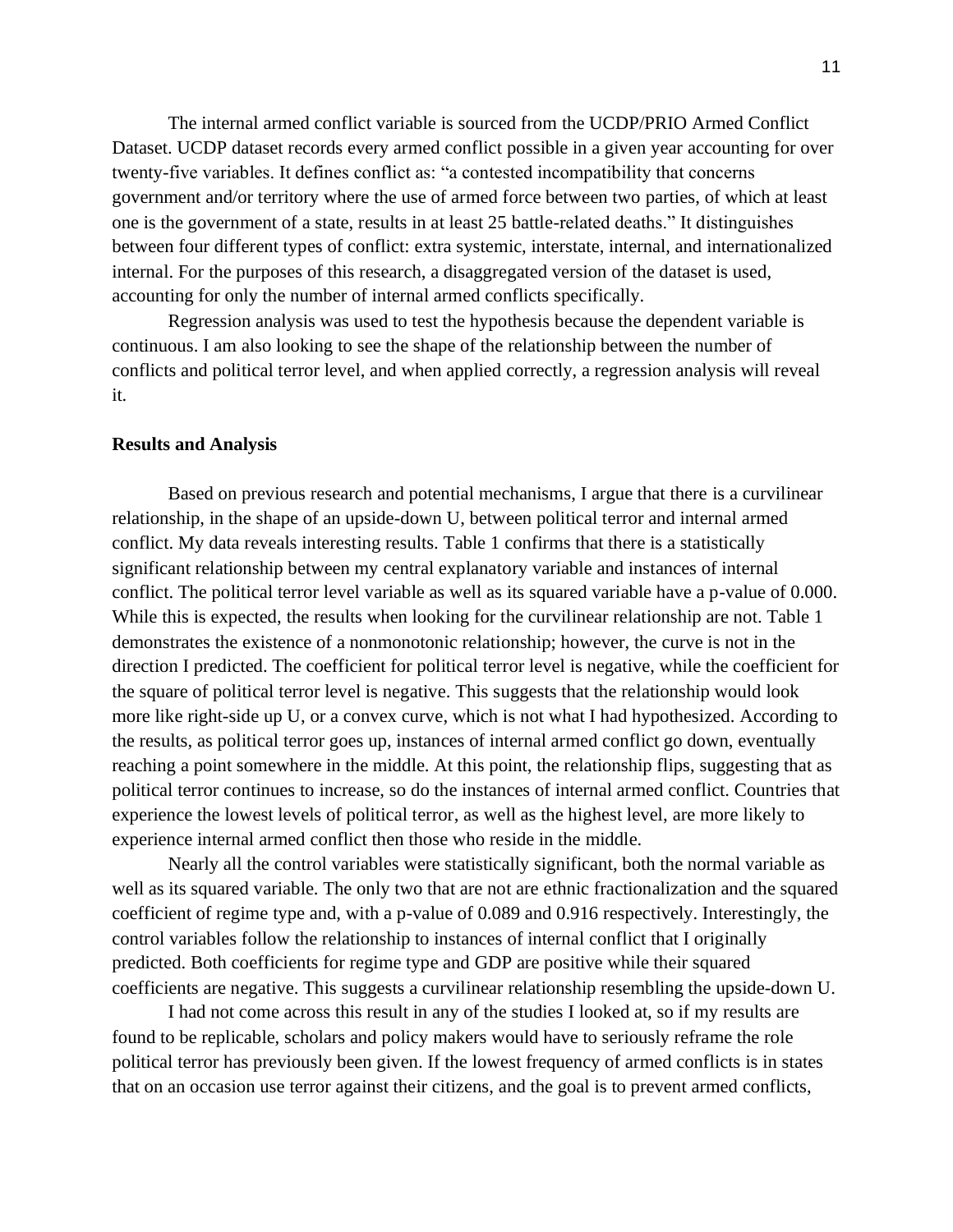The internal armed conflict variable is sourced from the UCDP/PRIO Armed Conflict Dataset. UCDP dataset records every armed conflict possible in a given year accounting for over twenty-five variables. It defines conflict as: "a contested incompatibility that concerns government and/or territory where the use of armed force between two parties, of which at least one is the government of a state, results in at least 25 battle-related deaths." It distinguishes between four different types of conflict: extra systemic, interstate, internal, and internationalized internal. For the purposes of this research, a disaggregated version of the dataset is used, accounting for only the number of internal armed conflicts specifically.

Regression analysis was used to test the hypothesis because the dependent variable is continuous. I am also looking to see the shape of the relationship between the number of conflicts and political terror level, and when applied correctly, a regression analysis will reveal it.

**Results and Analysis**

Based on previous research and potential mechanisms, I argue that there is a curvilinear relationship, in the shape of an upside-down U, between political terror and internal armed conflict. My data reveals interesting results. Table 1 confirms that there is a statistically significant relationship between my central explanatory variable and instances of internal conflict. The political terror level variable as well as its squared variable have a p-value of 0.000. While this is expected, the results when looking for the curvilinear relationship are not. Table 1 demonstrates the existence of a nonmonotonic relationship; however, the curve is not in the direction I predicted. The coefficient for political terror level is negative, while the coefficient for the square of political terror level is negative. This suggests that the relationship would look more like right-side up U, or a convex curve, which is not what I had hypothesized. According to the results, as political terror goes up, instances of internal armed conflict go down, eventually reaching a point somewhere in the middle. At this point, the relationship flips, suggesting that as political terror continues to increase, so do the instances of internal armed conflict. Countries that experience the lowest levels of political terror, as well as the highest level, are more likely to experience internal armed conflict then those who reside in the middle.

Nearly all the control variables were statistically significant, both the normal variable as well as its squared variable. The only two that are not are ethnic fractionalization and the squared coefficient of regime type and, with a p-value of 0.089 and 0.916 respectively. Interestingly, the control variables follow the relationship to instances of internal conflict that I originally predicted. Both coefficients for regime type and GDP are positive while their squared coefficients are negative. This suggests a curvilinear relationship resembling the upside-down U.

I had not come across this result in any of the studies I looked at, so if my results are found to be replicable, scholars and policy makers would have to seriously reframe the role political terror has previously been given. If the lowest frequency of armed conflicts is in states that on an occasion use terror against their citizens, and the goal is to prevent armed conflicts,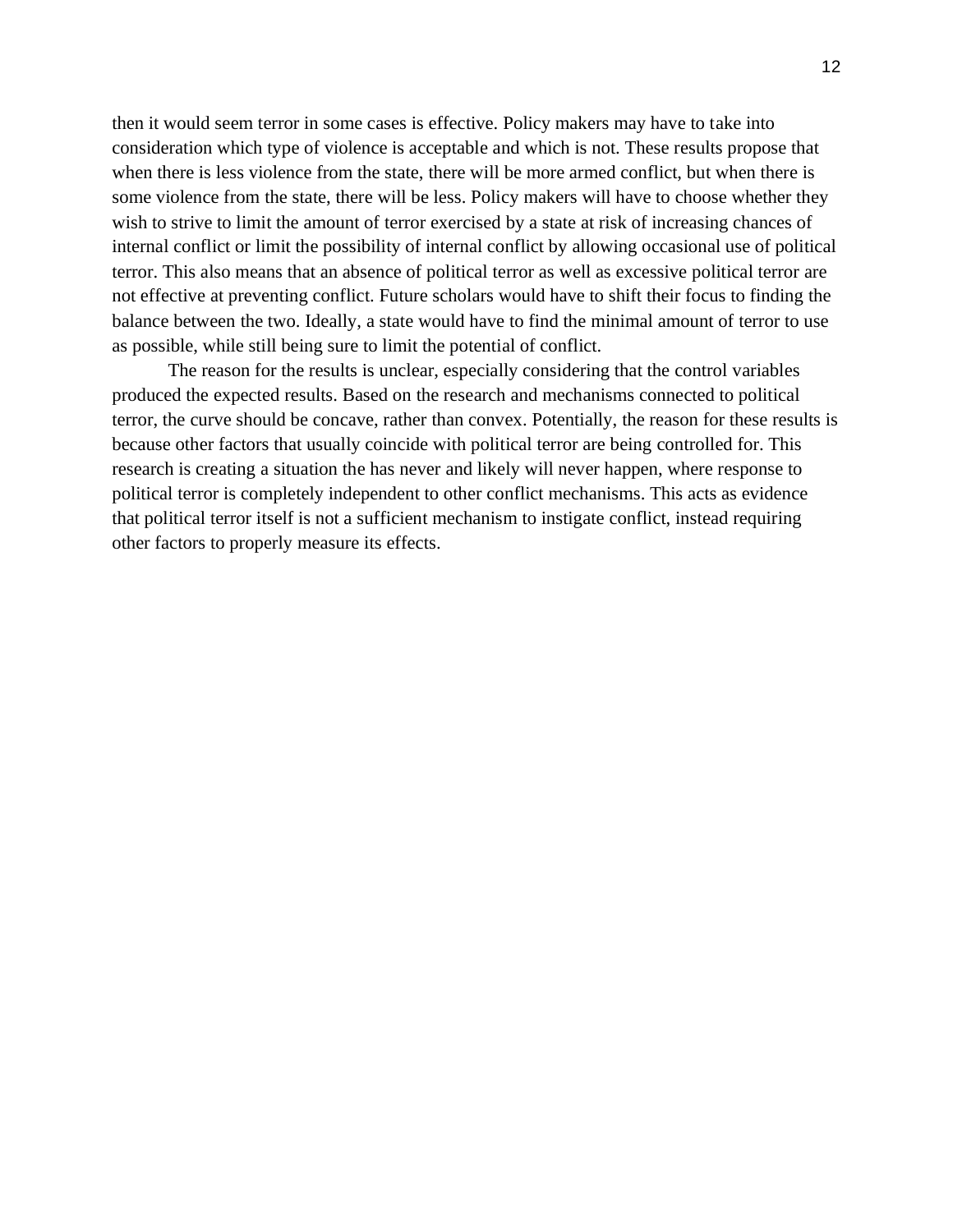then it would seem terror in some cases is effective. Policy makers may have to take into consideration which type of violence is acceptable and which is not. These results propose that when there is less violence from the state, there will be more armed conflict, but when there is some violence from the state, there will be less. Policy makers will have to choose whether they wish to strive to limit the amount of terror exercised by a state at risk of increasing chances of internal conflict or limit the possibility of internal conflict by allowing occasional use of political terror. This also means that an absence of political terror as well as excessive political terror are not effective at preventing conflict. Future scholars would have to shift their focus to finding the balance between the two. Ideally, a state would have to find the minimal amount of terror to use as possible, while still being sure to limit the potential of conflict.

The reason for the results is unclear, especially considering that the control variables produced the expected results. Based on the research and mechanisms connected to political terror, the curve should be concave, rather than convex. Potentially, the reason for these results is because other factors that usually coincide with political terror are being controlled for. This research is creating a situation the has never and likely will never happen, where response to political terror is completely independent to other conflict mechanisms. This acts as evidence that political terror itself is not a sufficient mechanism to instigate conflict, instead requiring other factors to properly measure its effects.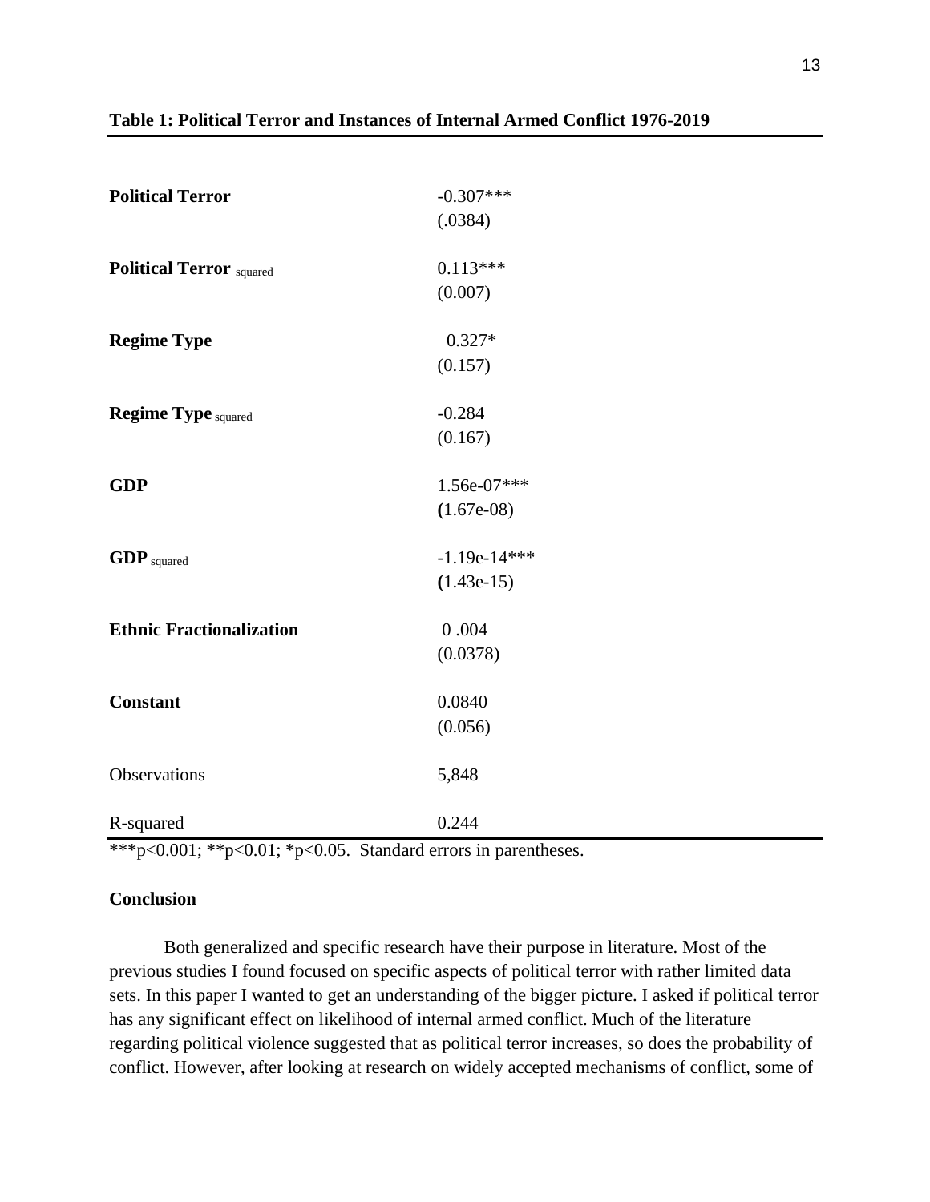**Table 1: Political Terror and Instances of Internal Armed Conflict 1976-2019**

| | |
|---|---|
| **Political Terror** | -0.307*** <br> (.0384) |
| **Political Terror** $_{\text{squared}}$ | 0.113*** <br> (0.007) |
| **Regime Type** | 0.327* <br> (0.157) |
| **Regime Type** $_{\text{squared}}$ | -0.284 <br> (0.167) |
| **GDP** | 1.56e-07*** <br> (1.67e-08) |
| **GDP** $_{\text{squared}}$ | -1.19e-14*** <br> (1.43e-15) |
| **Ethnic Fractionalization** | 0 .004 <br> (0.0378) |
| **Constant** | 0.0840 <br> (0.056) |
| Observations | 5,848 |
| R-squared | 0.244 |

***p<0.001; **p<0.01; *p<0.05. Standard errors in parentheses.

### Conclusion

Both generalized and specific research have their purpose in literature. Most of the previous studies I found focused on specific aspects of political terror with rather limited data sets. In this paper I wanted to get an understanding of the bigger picture. I asked if political terror has any significant effect on likelihood of internal armed conflict. Much of the literature regarding political violence suggested that as political terror increases, so does the probability of conflict. However, after looking at research on widely accepted mechanisms of conflict, some of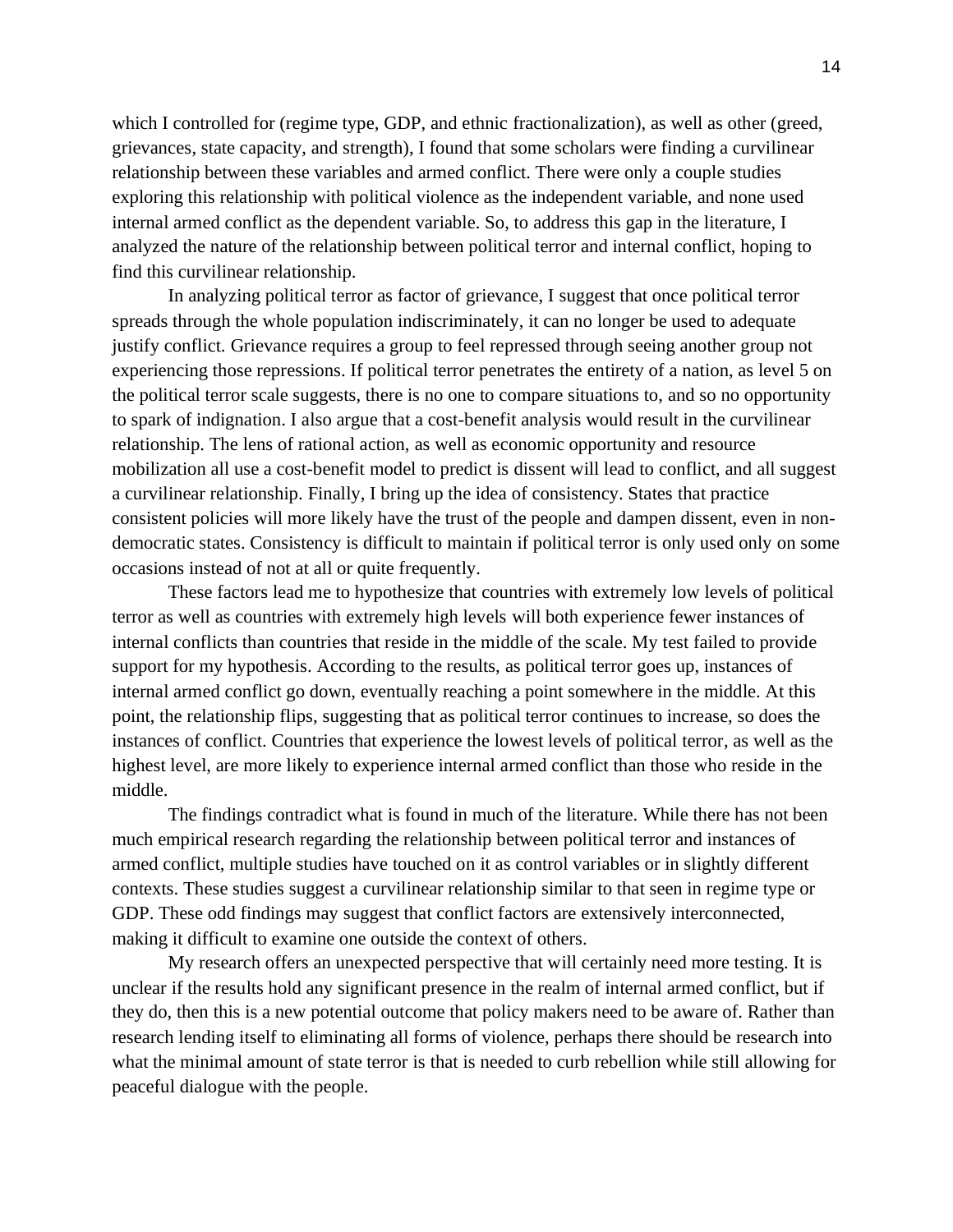which I controlled for (regime type, GDP, and ethnic fractionalization), as well as other (greed, grievances, state capacity, and strength), I found that some scholars were finding a curvilinear relationship between these variables and armed conflict. There were only a couple studies exploring this relationship with political violence as the independent variable, and none used internal armed conflict as the dependent variable. So, to address this gap in the literature, I analyzed the nature of the relationship between political terror and internal conflict, hoping to find this curvilinear relationship.

In analyzing political terror as factor of grievance, I suggest that once political terror spreads through the whole population indiscriminately, it can no longer be used to adequate justify conflict. Grievance requires a group to feel repressed through seeing another group not experiencing those repressions. If political terror penetrates the entirety of a nation, as level 5 on the political terror scale suggests, there is no one to compare situations to, and so no opportunity to spark of indignation. I also argue that a cost-benefit analysis would result in the curvilinear relationship. The lens of rational action, as well as economic opportunity and resource mobilization all use a cost-benefit model to predict is dissent will lead to conflict, and all suggest a curvilinear relationship. Finally, I bring up the idea of consistency. States that practice consistent policies will more likely have the trust of the people and dampen dissent, even in non-democratic states. Consistency is difficult to maintain if political terror is only used only on some occasions instead of not at all or quite frequently.

These factors lead me to hypothesize that countries with extremely low levels of political terror as well as countries with extremely high levels will both experience fewer instances of internal conflicts than countries that reside in the middle of the scale. My test failed to provide support for my hypothesis. According to the results, as political terror goes up, instances of internal armed conflict go down, eventually reaching a point somewhere in the middle. At this point, the relationship flips, suggesting that as political terror continues to increase, so does the instances of conflict. Countries that experience the lowest levels of political terror, as well as the highest level, are more likely to experience internal armed conflict than those who reside in the middle.

The findings contradict what is found in much of the literature. While there has not been much empirical research regarding the relationship between political terror and instances of armed conflict, multiple studies have touched on it as control variables or in slightly different contexts. These studies suggest a curvilinear relationship similar to that seen in regime type or GDP. These odd findings may suggest that conflict factors are extensively interconnected, making it difficult to examine one outside the context of others.

My research offers an unexpected perspective that will certainly need more testing. It is unclear if the results hold any significant presence in the realm of internal armed conflict, but if they do, then this is a new potential outcome that policy makers need to be aware of. Rather than research lending itself to eliminating all forms of violence, perhaps there should be research into what the minimal amount of state terror is that is needed to curb rebellion while still allowing for peaceful dialogue with the people.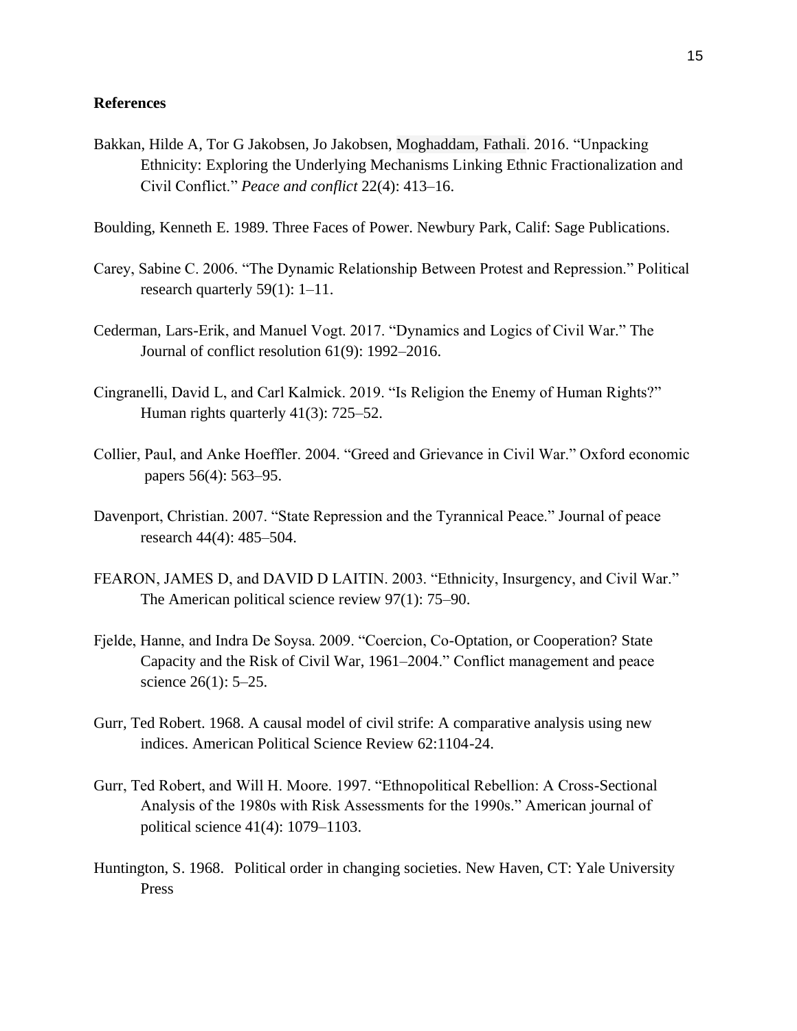**References**

Bakkan, Hilde A, Tor G Jakobsen, Jo Jakobsen, Moghaddam, Fathali. 2016. "Unpacking Ethnicity: Exploring the Underlying Mechanisms Linking Ethnic Fractionalization and Civil Conflict." *Peace and conflict* 22(4): 413–16.

Boulding, Kenneth E. 1989. Three Faces of Power. Newbury Park, Calif: Sage Publications.

Carey, Sabine C. 2006. "The Dynamic Relationship Between Protest and Repression." Political research quarterly 59(1): 1–11.

Cederman, Lars-Erik, and Manuel Vogt. 2017. "Dynamics and Logics of Civil War." The Journal of conflict resolution 61(9): 1992–2016.

Cingranelli, David L, and Carl Kalmick. 2019. "Is Religion the Enemy of Human Rights?" Human rights quarterly 41(3): 725–52.

Collier, Paul, and Anke Hoeffler. 2004. "Greed and Grievance in Civil War." Oxford economic papers 56(4): 563–95.

Davenport, Christian. 2007. "State Repression and the Tyrannical Peace." Journal of peace research 44(4): 485–504.

FEARON, JAMES D, and DAVID D LAITIN. 2003. "Ethnicity, Insurgency, and Civil War." The American political science review 97(1): 75–90.

Fjelde, Hanne, and Indra De Soysa. 2009. "Coercion, Co-Optation, or Cooperation? State Capacity and the Risk of Civil War, 1961–2004." Conflict management and peace science 26(1): 5–25.

Gurr, Ted Robert. 1968. A causal model of civil strife: A comparative analysis using new indices. American Political Science Review 62:1104-24.

Gurr, Ted Robert, and Will H. Moore. 1997. "Ethnopolitical Rebellion: A Cross-Sectional Analysis of the 1980s with Risk Assessments for the 1990s." American journal of political science 41(4): 1079–1103.

Huntington, S. 1968. Political order in changing societies. New Haven, CT: Yale University Press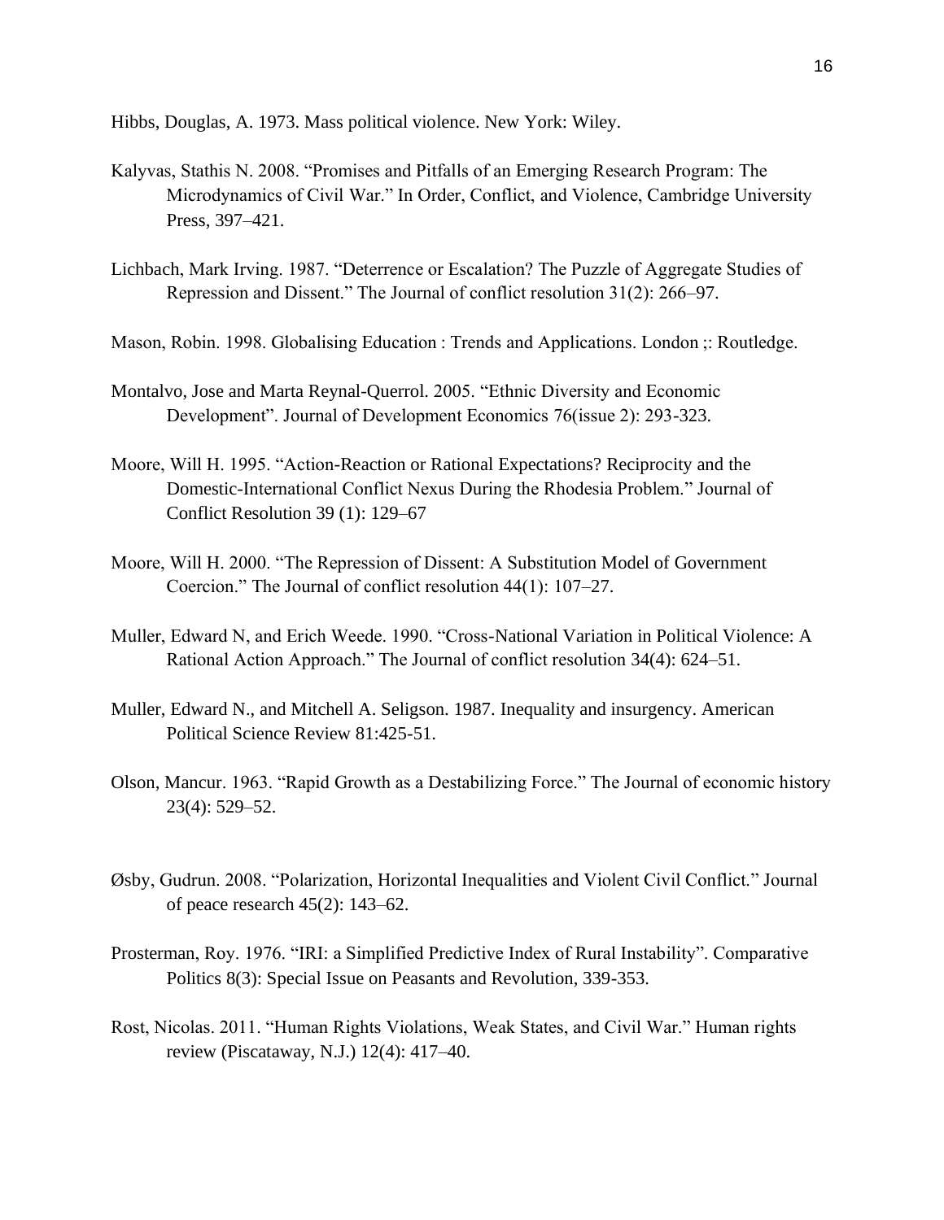Hibbs, Douglas, A. 1973. Mass political violence. New York: Wiley.

Kalyvas, Stathis N. 2008. "Promises and Pitfalls of an Emerging Research Program: The Microdynamics of Civil War." In Order, Conflict, and Violence, Cambridge University Press, 397–421.

Lichbach, Mark Irving. 1987. "Deterrence or Escalation? The Puzzle of Aggregate Studies of Repression and Dissent." The Journal of conflict resolution 31(2): 266–97.

Mason, Robin. 1998. Globalising Education : Trends and Applications. London ;: Routledge.

Montalvo, Jose and Marta Reynal-Querrol. 2005. "Ethnic Diversity and Economic Development". Journal of Development Economics 76(issue 2): 293-323.

Moore, Will H. 1995. "Action-Reaction or Rational Expectations? Reciprocity and the Domestic-International Conflict Nexus During the Rhodesia Problem." Journal of Conflict Resolution 39 (1): 129–67

Moore, Will H. 2000. "The Repression of Dissent: A Substitution Model of Government Coercion." The Journal of conflict resolution 44(1): 107–27.

Muller, Edward N, and Erich Weede. 1990. "Cross-National Variation in Political Violence: A Rational Action Approach." The Journal of conflict resolution 34(4): 624–51.

Muller, Edward N., and Mitchell A. Seligson. 1987. Inequality and insurgency. American Political Science Review 81:425-51.

Olson, Mancur. 1963. "Rapid Growth as a Destabilizing Force." The Journal of economic history 23(4): 529–52.

Øsby, Gudrun. 2008. "Polarization, Horizontal Inequalities and Violent Civil Conflict." Journal of peace research 45(2): 143–62.

Prosterman, Roy. 1976. "IRI: a Simplified Predictive Index of Rural Instability". Comparative Politics 8(3): Special Issue on Peasants and Revolution, 339-353.

Rost, Nicolas. 2011. "Human Rights Violations, Weak States, and Civil War." Human rights review (Piscataway, N.J.) 12(4): 417–40.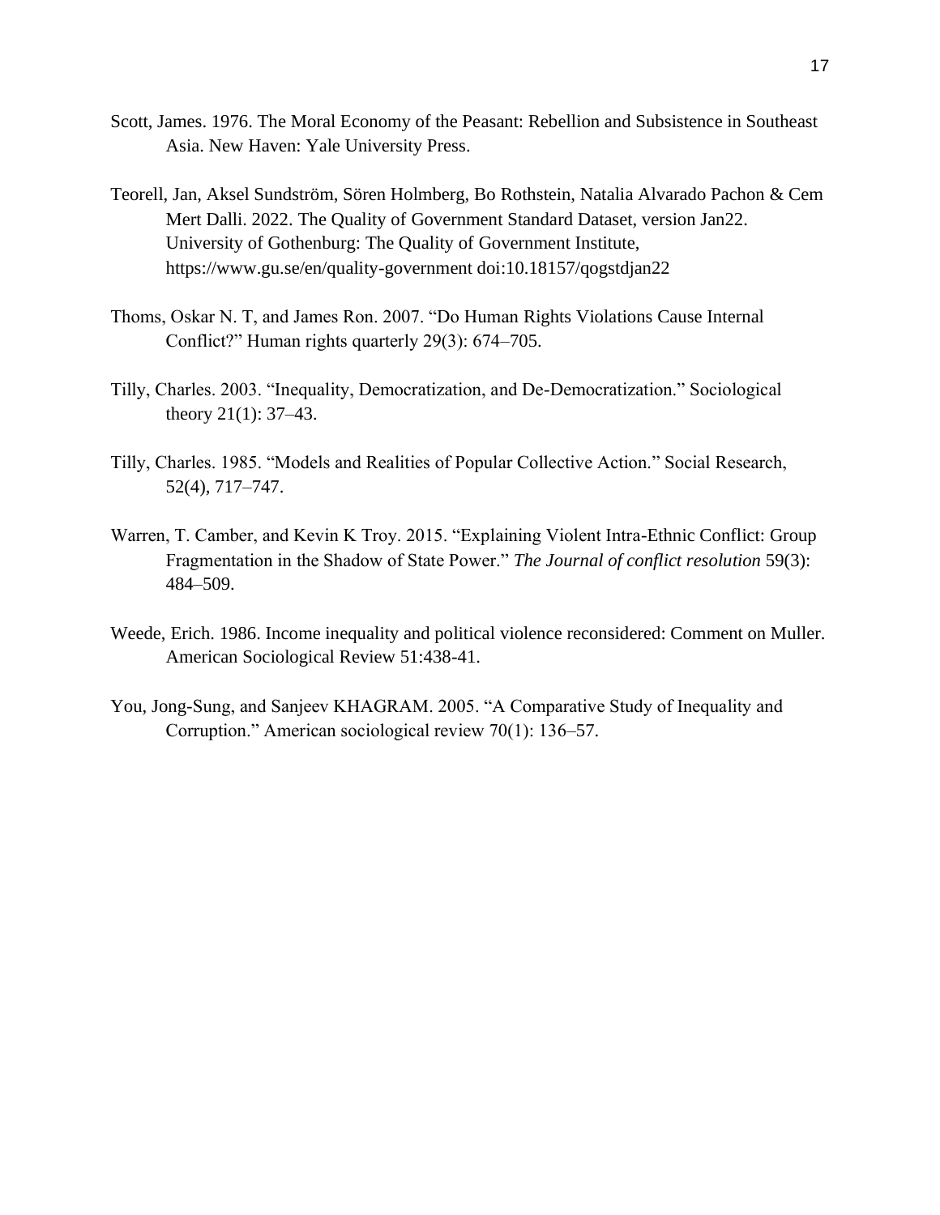Scott, James. 1976. The Moral Economy of the Peasant: Rebellion and Subsistence in Southeast Asia. New Haven: Yale University Press.

Teorell, Jan, Aksel Sundström, Sören Holmberg, Bo Rothstein, Natalia Alvarado Pachon & Cem Mert Dalli. 2022. The Quality of Government Standard Dataset, version Jan22. University of Gothenburg: The Quality of Government Institute, https://www.gu.se/en/quality-government doi:10.18157/qogstdjan22

Thoms, Oskar N. T, and James Ron. 2007. "Do Human Rights Violations Cause Internal Conflict?" Human rights quarterly 29(3): 674–705.

Tilly, Charles. 2003. "Inequality, Democratization, and De-Democratization." Sociological theory 21(1): 37–43.

Tilly, Charles. 1985. "Models and Realities of Popular Collective Action." Social Research, 52(4), 717–747.

Warren, T. Camber, and Kevin K Troy. 2015. "Explaining Violent Intra-Ethnic Conflict: Group Fragmentation in the Shadow of State Power." *The Journal of conflict resolution* 59(3): 484–509.

Weede, Erich. 1986. Income inequality and political violence reconsidered: Comment on Muller. American Sociological Review 51:438-41.

You, Jong-Sung, and Sanjeev KHAGRAM. 2005. "A Comparative Study of Inequality and Corruption." American sociological review 70(1): 136–57.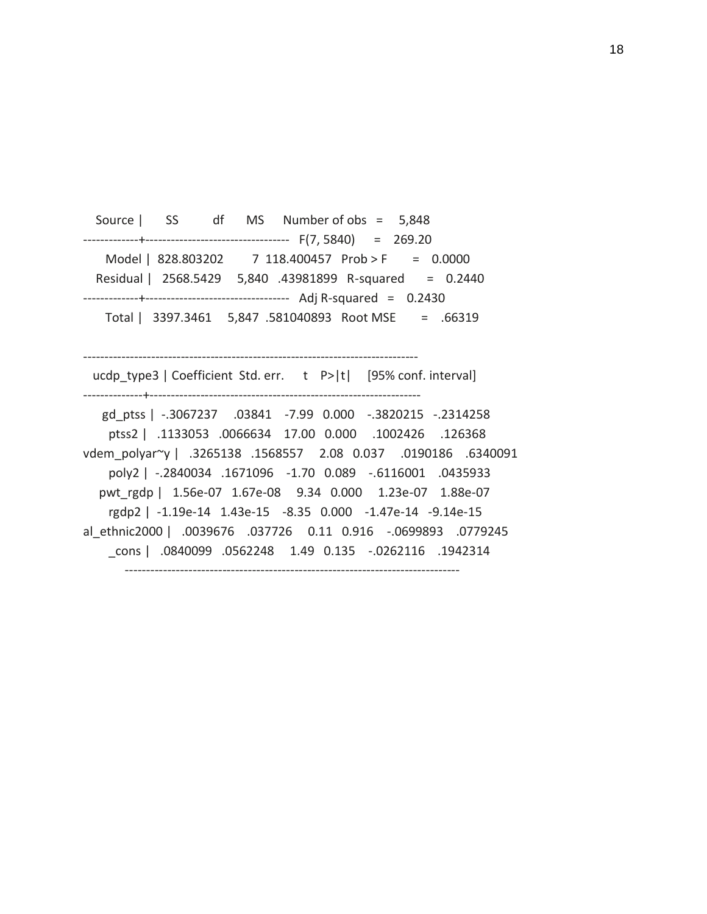```
   Source |       SS           df       MS      Number of obs   =     5,848
-------------+----------------------------------   F(7, 5840)      =    269.20
     Model |  828.803202         7  118.400457   Prob > F        =    0.0000
  Residual |   2568.5429     5,840  .43981899   R-squared       =    0.2440
-------------+----------------------------------   Adj R-squared   =    0.2430
     Total |   3397.3461     5,847  .581040893   Root MSE        =    .66319

------------------------------------------------------------------------------
  ucdp_type3 | Coefficient  Std. err.      t    P>|t|     [95% conf. interval]
-------------+----------------------------------------------------------------
     gd_ptss |  -.3067237     .03841    -7.99   0.000    -.3820215   -.2314258
       ptss2 |   .1133053   .0066634    17.00   0.000     .1002426     .126368
vdem_polyar~y |   .3265138   .1568557     2.08   0.037     .0190186    .6340091
       poly2 |  -.2840034   .1671096    -1.70   0.089    -.6116001    .0435933
    pwt_rgdp |   1.56e-07   1.67e-08     9.34   0.000     1.23e-07    1.88e-07
       rgdp2 |  -1.19e-14   1.43e-15    -8.35   0.000    -1.47e-14   -9.14e-15
al_ethnic2000 |   .0039676    .037726     0.11   0.916    -.0699893    .0779245
       _cons |   .0840099   .0562248     1.49   0.135    -.0262116    .1942314
------------------------------------------------------------------------------
```